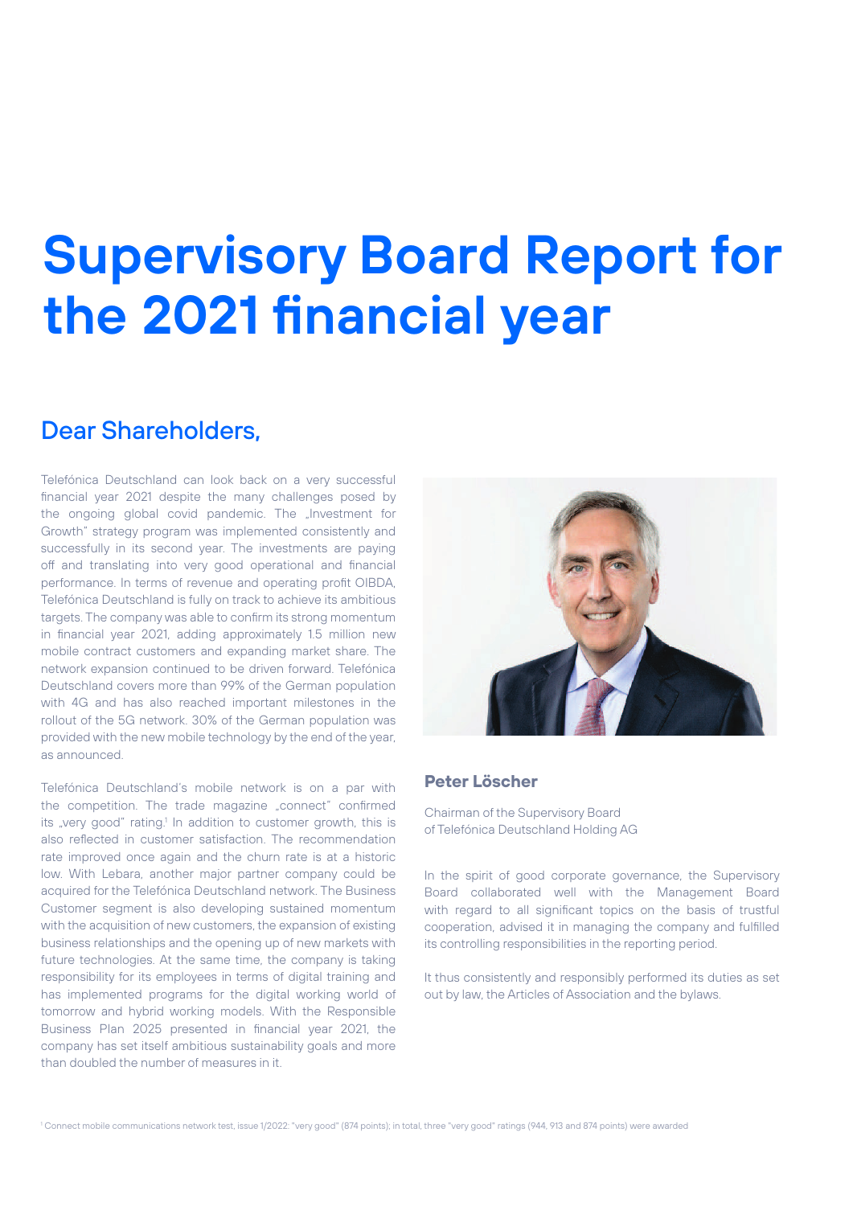# Supervisory Board Report for the 2021 financial year

## Dear Shareholders,

Telefónica Deutschland can look back on a very successful financial year 2021 despite the many challenges posed by the ongoing global covid pandemic. The „Investment for Growth" strategy program was implemented consistently and successfully in its second year. The investments are paying off and translating into very good operational and financial performance. In terms of revenue and operating profit OIBDA, Telefónica Deutschland is fully on track to achieve its ambitious targets. The company was able to confirm its strong momentum in financial year 2021, adding approximately 1.5 million new mobile contract customers and expanding market share. The network expansion continued to be driven forward. Telefónica Deutschland covers more than 99% of the German population with 4G and has also reached important milestones in the rollout of the 5G network. 30% of the German population was provided with the new mobile technology by the end of the year, as announced.

Telefónica Deutschland's mobile network is on a par with the competition. The trade magazine „connect" confirmed its „very good" rating.[1] In addition to customer growth, this is also reflected in customer satisfaction. The recommendation rate improved once again and the churn rate is at a historic low. With Lebara, another major partner company could be acquired for the Telefónica Deutschland network. The Business Customer segment is also developing sustained momentum with the acquisition of new customers, the expansion of existing business relationships and the opening up of new markets with future technologies. At the same time, the company is taking responsibility for its employees in terms of digital training and has implemented programs for the digital working world of tomorrow and hybrid working models. With the Responsible Business Plan 2025 presented in financial year 2021, the company has set itself ambitious sustainability goals and more than doubled the number of measures in it.

**Peter Löscher**

Chairman of the Supervisory Board
of Telefónica Deutschland Holding AG

In the spirit of good corporate governance, the Supervisory Board collaborated well with the Management Board with regard to all significant topics on the basis of trustful cooperation, advised it in managing the company and fulfilled its controlling responsibilities in the reporting period.

It thus consistently and responsibly performed its duties as set out by law, the Articles of Association and the bylaws.

[1] Connect mobile communications network test, issue 1/2022: "very good" (874 points); in total, three "very good" ratings (944, 913 and 874 points) were awarded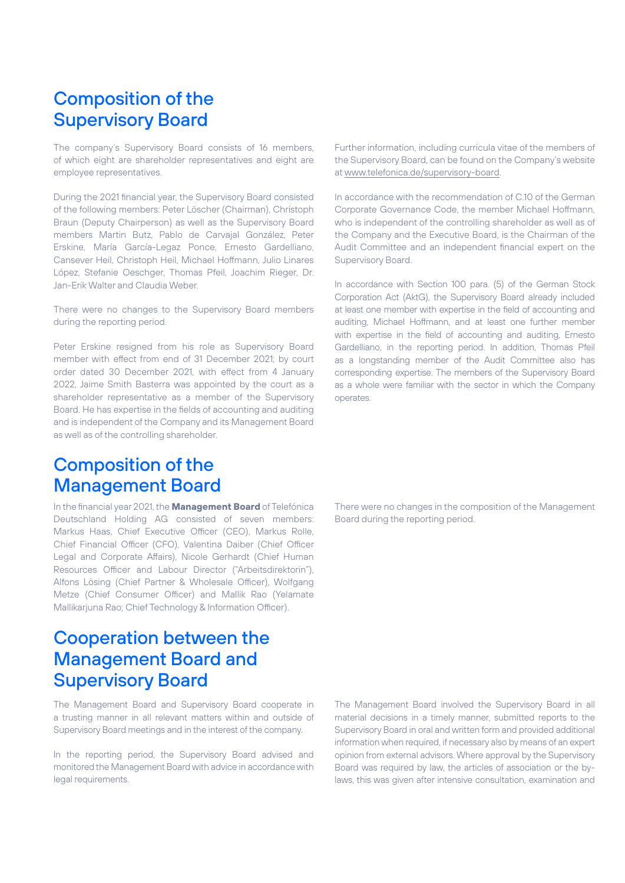## Composition of the Supervisory Board

The company's Supervisory Board consists of 16 members, of which eight are shareholder representatives and eight are employee representatives.

During the 2021 financial year, the Supervisory Board consisted of the following members: Peter Löscher (Chairman), Christoph Braun (Deputy Chairperson) as well as the Supervisory Board members Martin Butz, Pablo de Carvajal González, Peter Erskine, María García-Legaz Ponce, Ernesto Gardelliano, Cansever Heil, Christoph Heil, Michael Hoffmann, Julio Linares López, Stefanie Oeschger, Thomas Pfeil, Joachim Rieger, Dr. Jan-Erik Walter and Claudia Weber.

There were no changes to the Supervisory Board members during the reporting period.

Peter Erskine resigned from his role as Supervisory Board member with effect from end of 31 December 2021; by court order dated 30 December 2021, with effect from 4 January 2022, Jaime Smith Basterra was appointed by the court as a shareholder representative as a member of the Supervisory Board. He has expertise in the fields of accounting and auditing and is independent of the Company and its Management Board as well as of the controlling shareholder.

Further information, including curricula vitae of the members of the Supervisory Board, can be found on the Company's website at www.telefonica.de/supervisory-board.

In accordance with the recommendation of C.10 of the German Corporate Governance Code, the member Michael Hoffmann, who is independent of the controlling shareholder as well as of the Company and the Executive Board, is the Chairman of the Audit Committee and an independent financial expert on the Supervisory Board.

In accordance with Section 100 para. (5) of the German Stock Corporation Act (AktG), the Supervisory Board already included at least one member with expertise in the field of accounting and auditing, Michael Hoffmann, and at least one further member with expertise in the field of accounting and auditing, Ernesto Gardelliano, in the reporting period. In addition, Thomas Pfeil as a longstanding member of the Audit Committee also has corresponding expertise. The members of the Supervisory Board as a whole were familiar with the sector in which the Company operates.

## Composition of the Management Board

In the financial year 2021, the **Management Board** of Telefónica Deutschland Holding AG consisted of seven members: Markus Haas, Chief Executive Officer (CEO), Markus Rolle, Chief Financial Officer (CFO), Valentina Daiber (Chief Officer Legal and Corporate Affairs), Nicole Gerhardt (Chief Human Resources Officer and Labour Director ("Arbeitsdirektorin"), Alfons Lösing (Chief Partner & Wholesale Officer), Wolfgang Metze (Chief Consumer Officer) and Mallik Rao (Yelamate Mallikarjuna Rao; Chief Technology & Information Officer).

There were no changes in the composition of the Management Board during the reporting period.

## Cooperation between the Management Board and Supervisory Board

The Management Board and Supervisory Board cooperate in a trusting manner in all relevant matters within and outside of Supervisory Board meetings and in the interest of the company.

In the reporting period, the Supervisory Board advised and monitored the Management Board with advice in accordance with legal requirements.

The Management Board involved the Supervisory Board in all material decisions in a timely manner, submitted reports to the Supervisory Board in oral and written form and provided additional information when required, if necessary also by means of an expert opinion from external advisors. Where approval by the Supervisory Board was required by law, the articles of association or the by-laws, this was given after intensive consultation, examination and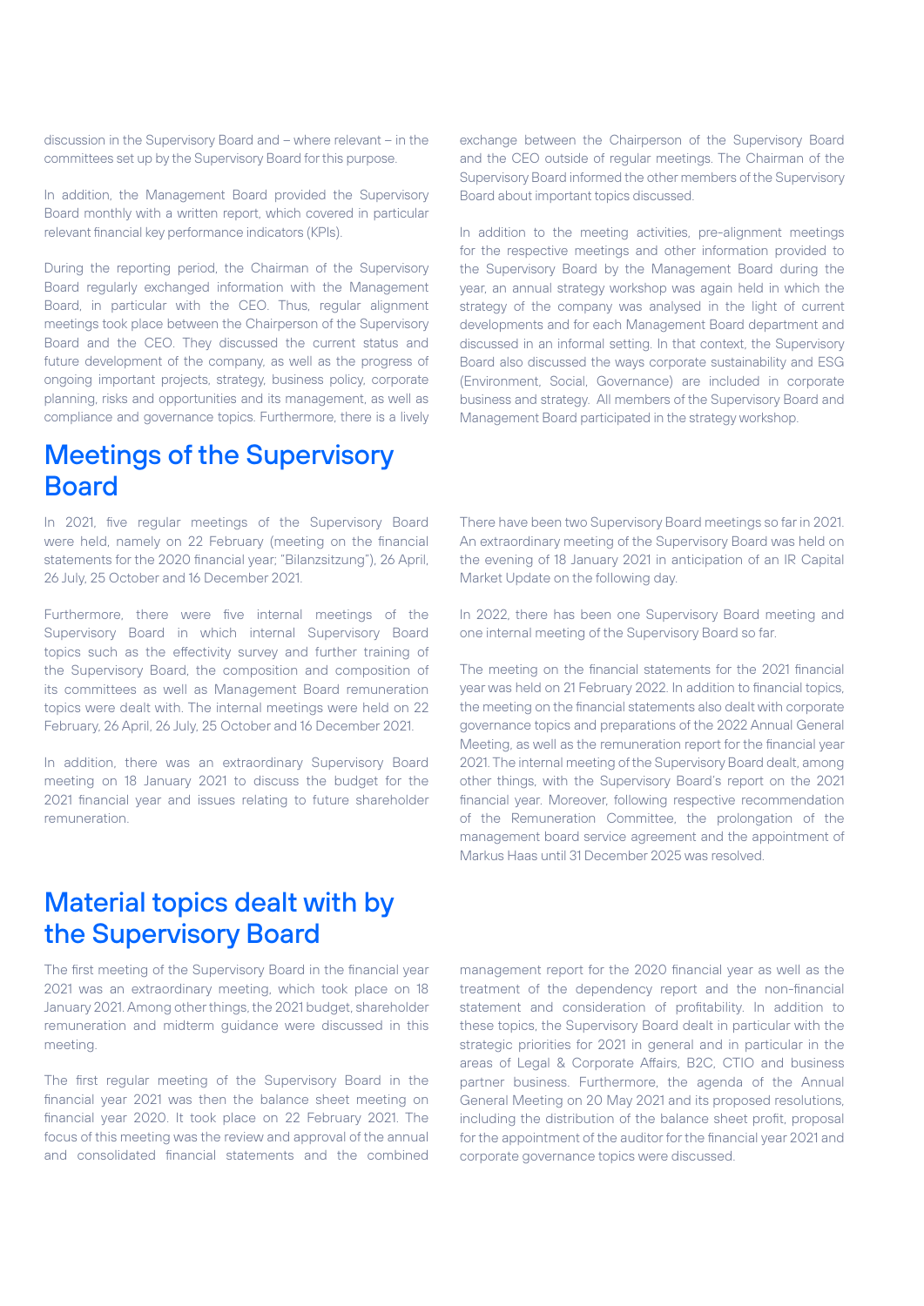discussion in the Supervisory Board and – where relevant – in the committees set up by the Supervisory Board for this purpose.

In addition, the Management Board provided the Supervisory Board monthly with a written report, which covered in particular relevant financial key performance indicators (KPIs).

During the reporting period, the Chairman of the Supervisory Board regularly exchanged information with the Management Board, in particular with the CEO. Thus, regular alignment meetings took place between the Chairperson of the Supervisory Board and the CEO. They discussed the current status and future development of the company, as well as the progress of ongoing important projects, strategy, business policy, corporate planning, risks and opportunities and its management, as well as compliance and governance topics. Furthermore, there is a lively exchange between the Chairperson of the Supervisory Board and the CEO outside of regular meetings. The Chairman of the Supervisory Board informed the other members of the Supervisory Board about important topics discussed.

In addition to the meeting activities, pre-alignment meetings for the respective meetings and other information provided to the Supervisory Board by the Management Board during the year, an annual strategy workshop was again held in which the strategy of the company was analysed in the light of current developments and for each Management Board department and discussed in an informal setting. In that context, the Supervisory Board also discussed the ways corporate sustainability and ESG (Environment, Social, Governance) are included in corporate business and strategy. All members of the Supervisory Board and Management Board participated in the strategy workshop.

## Meetings of the Supervisory Board

In 2021, five regular meetings of the Supervisory Board were held, namely on 22 February (meeting on the financial statements for the 2020 financial year; "Bilanzsitzung"), 26 April, 26 July, 25 October and 16 December 2021.

Furthermore, there were five internal meetings of the Supervisory Board in which internal Supervisory Board topics such as the effectivity survey and further training of the Supervisory Board, the composition and composition of its committees as well as Management Board remuneration topics were dealt with. The internal meetings were held on 22 February, 26 April, 26 July, 25 October and 16 December 2021.

In addition, there was an extraordinary Supervisory Board meeting on 18 January 2021 to discuss the budget for the 2021 financial year and issues relating to future shareholder remuneration.

There have been two Supervisory Board meetings so far in 2021. An extraordinary meeting of the Supervisory Board was held on the evening of 18 January 2021 in anticipation of an IR Capital Market Update on the following day.

In 2022, there has been one Supervisory Board meeting and one internal meeting of the Supervisory Board so far.

The meeting on the financial statements for the 2021 financial year was held on 21 February 2022. In addition to financial topics, the meeting on the financial statements also dealt with corporate governance topics and preparations of the 2022 Annual General Meeting, as well as the remuneration report for the financial year 2021. The internal meeting of the Supervisory Board dealt, among other things, with the Supervisory Board's report on the 2021 financial year. Moreover, following respective recommendation of the Remuneration Committee, the prolongation of the management board service agreement and the appointment of Markus Haas until 31 December 2025 was resolved.

## Material topics dealt with by the Supervisory Board

The first meeting of the Supervisory Board in the financial year 2021 was an extraordinary meeting, which took place on 18 January 2021. Among other things, the 2021 budget, shareholder remuneration and midterm guidance were discussed in this meeting.

The first regular meeting of the Supervisory Board in the financial year 2021 was then the balance sheet meeting on financial year 2020. It took place on 22 February 2021. The focus of this meeting was the review and approval of the annual and consolidated financial statements and the combined management report for the 2020 financial year as well as the treatment of the dependency report and the non-financial statement and consideration of profitability. In addition to these topics, the Supervisory Board dealt in particular with the strategic priorities for 2021 in general and in particular in the areas of Legal & Corporate Affairs, B2C, CTIO and business partner business. Furthermore, the agenda of the Annual General Meeting on 20 May 2021 and its proposed resolutions, including the distribution of the balance sheet profit, proposal for the appointment of the auditor for the financial year 2021 and corporate governance topics were discussed.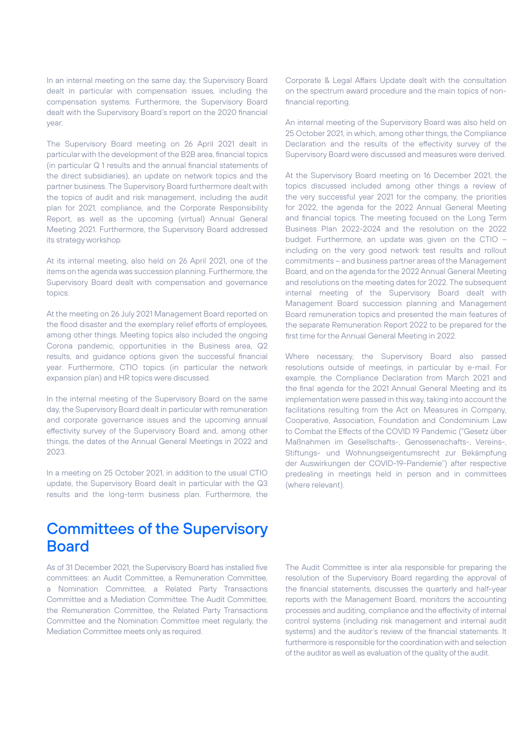In an internal meeting on the same day, the Supervisory Board dealt in particular with compensation issues, including the compensation systems. Furthermore, the Supervisory Board dealt with the Supervisory Board's report on the 2020 financial year.

The Supervisory Board meeting on 26 April 2021 dealt in particular with the development of the B2B area, financial topics (in particular Q 1 results and the annual financial statements of the direct subsidiaries), an update on network topics and the partner business. The Supervisory Board furthermore dealt with the topics of audit and risk management, including the audit plan for 2021, compliance, and the Corporate Responsibility Report, as well as the upcoming (virtual) Annual General Meeting 2021. Furthermore, the Supervisory Board addressed its strategy workshop.

At its internal meeting, also held on 26 April 2021, one of the items on the agenda was succession planning. Furthermore, the Supervisory Board dealt with compensation and governance topics.

At the meeting on 26 July 2021 Management Board reported on the flood disaster and the exemplary relief efforts of employees, among other things. Meeting topics also included the ongoing Corona pandemic, opportunities in the Business area, Q2 results, and guidance options given the successful financial year. Furthermore, CTIO topics (in particular the network expansion plan) and HR topics were discussed.

In the internal meeting of the Supervisory Board on the same day, the Supervisory Board dealt in particular with remuneration and corporate governance issues and the upcoming annual effectivity survey of the Supervisory Board and, among other things, the dates of the Annual General Meetings in 2022 and 2023.

In a meeting on 25 October 2021, in addition to the usual CTIO update, the Supervisory Board dealt in particular with the Q3 results and the long-term business plan. Furthermore, the Corporate & Legal Affairs Update dealt with the consultation on the spectrum award procedure and the main topics of non-financial reporting.

An internal meeting of the Supervisory Board was also held on 25 October 2021, in which, among other things, the Compliance Declaration and the results of the effectivity survey of the Supervisory Board were discussed and measures were derived.

At the Supervisory Board meeting on 16 December 2021, the topics discussed included among other things a review of the very successful year 2021 for the company, the priorities for 2022, the agenda for the 2022 Annual General Meeting and financial topics. The meeting focused on the Long Term Business Plan 2022-2024 and the resolution on the 2022 budget. Furthermore, an update was given on the CTIO – including on the very good network test results and rollout commitments – and business partner areas of the Management Board, and on the agenda for the 2022 Annual General Meeting and resolutions on the meeting dates for 2022. The subsequent internal meeting of the Supervisory Board dealt with Management Board succession planning and Management Board remuneration topics and presented the main features of the separate Remuneration Report 2022 to be prepared for the first time for the Annual General Meeting in 2022.

Where necessary, the Supervisory Board also passed resolutions outside of meetings, in particular by e-mail. For example, the Compliance Declaration from March 2021 and the final agenda for the 2021 Annual General Meeting and its implementation were passed in this way, taking into account the facilitations resulting from the Act on Measures in Company, Cooperative, Association, Foundation and Condominium Law to Combat the Effects of the COVID 19 Pandemic ("Gesetz über Maßnahmen im Gesellschafts-, Genossenschafts-, Vereins-, Stiftungs- und Wohnungseigentumsrecht zur Bekämpfung der Auswirkungen der COVID-19-Pandemie") after respective predealing in meetings held in person and in committees (where relevant).

# Committees of the Supervisory Board

As of 31 December 2021, the Supervisory Board has installed five committees: an Audit Committee, a Remuneration Committee, a Nomination Committee, a Related Party Transactions Committee and a Mediation Committee. The Audit Committee, the Remuneration Committee, the Related Party Transactions Committee and the Nomination Committee meet regularly, the Mediation Committee meets only as required.

The Audit Committee is inter alia responsible for preparing the resolution of the Supervisory Board regarding the approval of the financial statements, discusses the quarterly and half-year reports with the Management Board, monitors the accounting processes and auditing, compliance and the effectivity of internal control systems (including risk management and internal audit systems) and the auditor's review of the financial statements. It furthermore is responsible for the coordination with and selection of the auditor as well as evaluation of the quality of the audit.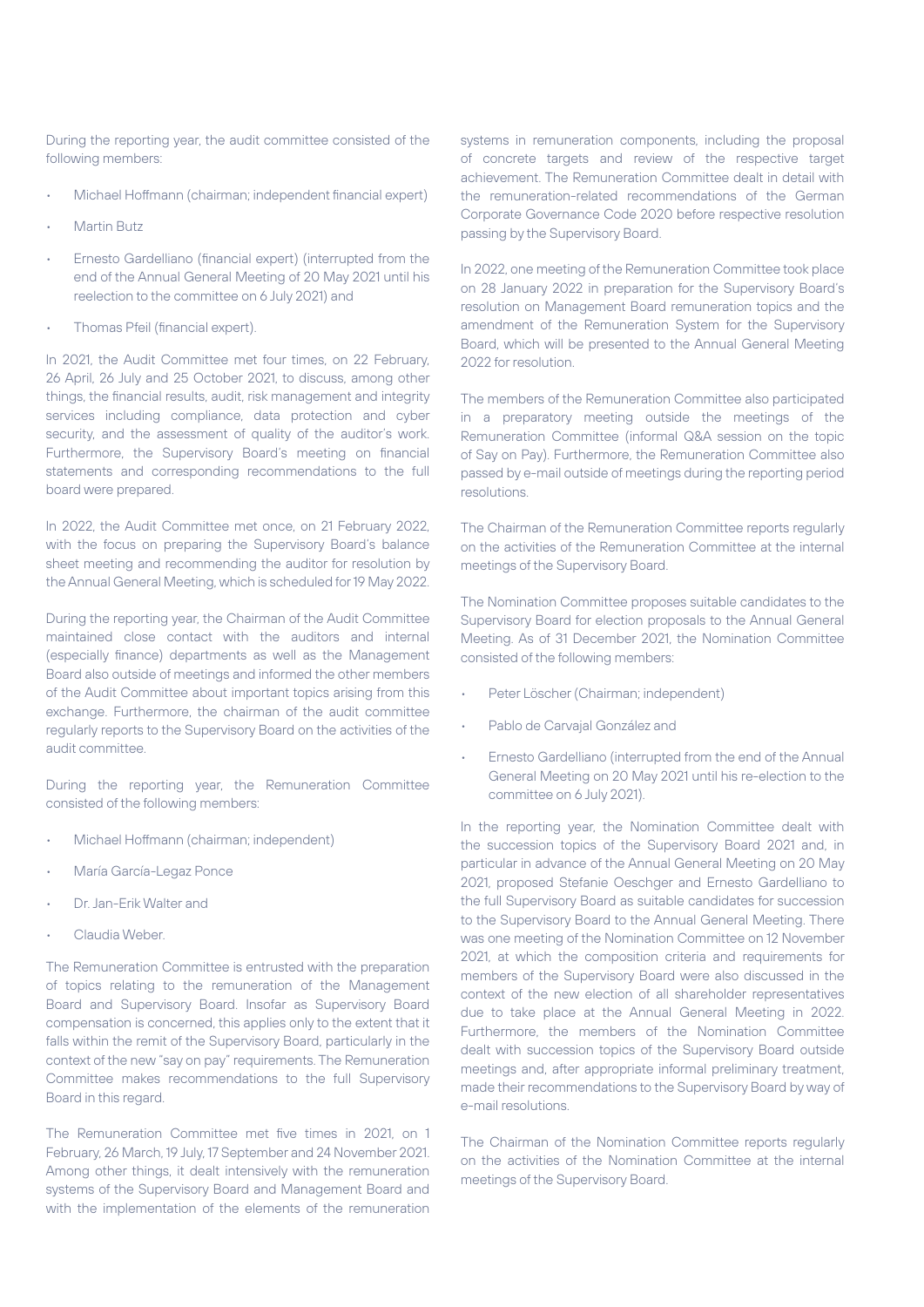During the reporting year, the audit committee consisted of the following members:

- Michael Hoffmann (chairman; independent financial expert)
- Martin Butz
- Ernesto Gardelliano (financial expert) (interrupted from the end of the Annual General Meeting of 20 May 2021 until his reelection to the committee on 6 July 2021) and
- Thomas Pfeil (financial expert).

In 2021, the Audit Committee met four times, on 22 February, 26 April, 26 July and 25 October 2021, to discuss, among other things, the financial results, audit, risk management and integrity services including compliance, data protection and cyber security, and the assessment of quality of the auditor's work. Furthermore, the Supervisory Board's meeting on financial statements and corresponding recommendations to the full board were prepared.

In 2022, the Audit Committee met once, on 21 February 2022, with the focus on preparing the Supervisory Board's balance sheet meeting and recommending the auditor for resolution by the Annual General Meeting, which is scheduled for 19 May 2022.

During the reporting year, the Chairman of the Audit Committee maintained close contact with the auditors and internal (especially finance) departments as well as the Management Board also outside of meetings and informed the other members of the Audit Committee about important topics arising from this exchange. Furthermore, the chairman of the audit committee regularly reports to the Supervisory Board on the activities of the audit committee.

During the reporting year, the Remuneration Committee consisted of the following members:

- Michael Hoffmann (chairman; independent)
- María García-Legaz Ponce
- Dr. Jan-Erik Walter and
- Claudia Weber.

The Remuneration Committee is entrusted with the preparation of topics relating to the remuneration of the Management Board and Supervisory Board. Insofar as Supervisory Board compensation is concerned, this applies only to the extent that it falls within the remit of the Supervisory Board, particularly in the context of the new "say on pay" requirements. The Remuneration Committee makes recommendations to the full Supervisory Board in this regard.

The Remuneration Committee met five times in 2021, on 1 February, 26 March, 19 July, 17 September and 24 November 2021. Among other things, it dealt intensively with the remuneration systems of the Supervisory Board and Management Board and with the implementation of the elements of the remuneration systems in remuneration components, including the proposal of concrete targets and review of the respective target achievement. The Remuneration Committee dealt in detail with the remuneration-related recommendations of the German Corporate Governance Code 2020 before respective resolution passing by the Supervisory Board.

In 2022, one meeting of the Remuneration Committee took place on 28 January 2022 in preparation for the Supervisory Board's resolution on Management Board remuneration topics and the amendment of the Remuneration System for the Supervisory Board, which will be presented to the Annual General Meeting 2022 for resolution.

The members of the Remuneration Committee also participated in a preparatory meeting outside the meetings of the Remuneration Committee (informal Q&A session on the topic of Say on Pay). Furthermore, the Remuneration Committee also passed by e-mail outside of meetings during the reporting period resolutions.

The Chairman of the Remuneration Committee reports regularly on the activities of the Remuneration Committee at the internal meetings of the Supervisory Board.

The Nomination Committee proposes suitable candidates to the Supervisory Board for election proposals to the Annual General Meeting. As of 31 December 2021, the Nomination Committee consisted of the following members:

- Peter Löscher (Chairman; independent)
- Pablo de Carvajal González and
- Ernesto Gardelliano (interrupted from the end of the Annual General Meeting on 20 May 2021 until his re-election to the committee on 6 July 2021).

In the reporting year, the Nomination Committee dealt with the succession topics of the Supervisory Board 2021 and, in particular in advance of the Annual General Meeting on 20 May 2021, proposed Stefanie Oeschger and Ernesto Gardelliano to the full Supervisory Board as suitable candidates for succession to the Supervisory Board to the Annual General Meeting. There was one meeting of the Nomination Committee on 12 November 2021, at which the composition criteria and requirements for members of the Supervisory Board were also discussed in the context of the new election of all shareholder representatives due to take place at the Annual General Meeting in 2022. Furthermore, the members of the Nomination Committee dealt with succession topics of the Supervisory Board outside meetings and, after appropriate informal preliminary treatment, made their recommendations to the Supervisory Board by way of e-mail resolutions.

The Chairman of the Nomination Committee reports regularly on the activities of the Nomination Committee at the internal meetings of the Supervisory Board.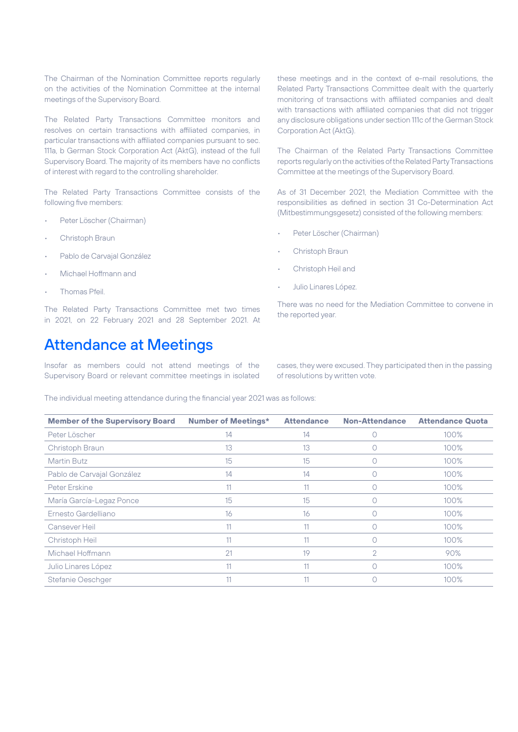The Chairman of the Nomination Committee reports regularly on the activities of the Nomination Committee at the internal meetings of the Supervisory Board.

The Related Party Transactions Committee monitors and resolves on certain transactions with affiliated companies, in particular transactions with affiliated companies pursuant to sec. 111a, b German Stock Corporation Act (AktG), instead of the full Supervisory Board. The majority of its members have no conflicts of interest with regard to the controlling shareholder.

The Related Party Transactions Committee consists of the following five members:

- Peter Löscher (Chairman)
- Christoph Braun
- Pablo de Carvajal González
- Michael Hoffmann and
- Thomas Pfeil.

The Related Party Transactions Committee met two times in 2021, on 22 February 2021 and 28 September 2021. At these meetings and in the context of e-mail resolutions, the Related Party Transactions Committee dealt with the quarterly monitoring of transactions with affiliated companies and dealt with transactions with affiliated companies that did not trigger any disclosure obligations under section 111c of the German Stock Corporation Act (AktG).

The Chairman of the Related Party Transactions Committee reports regularly on the activities of the Related Party Transactions Committee at the meetings of the Supervisory Board.

As of 31 December 2021, the Mediation Committee with the responsibilities as defined in section 31 Co-Determination Act (Mitbestimmungsgesetz) consisted of the following members:

- Peter Löscher (Chairman)
- Christoph Braun
- Christoph Heil and
- Julio Linares López.

There was no need for the Mediation Committee to convene in the reported year.

# Attendance at Meetings

Insofar as members could not attend meetings of the Supervisory Board or relevant committee meetings in isolated cases, they were excused. They participated then in the passing of resolutions by written vote.

The individual meeting attendance during the financial year 2021 was as follows:

| Member of the Supervisory Board | Number of Meetings* | Attendance | Non-Attendance | Attendance Quota |
|---|---|---|---|---|
| Peter Löscher | 14 | 14 | 0 | 100% |
| Christoph Braun | 13 | 13 | 0 | 100% |
| Martin Butz | 15 | 15 | 0 | 100% |
| Pablo de Carvajal González | 14 | 14 | 0 | 100% |
| Peter Erskine | 11 | 11 | 0 | 100% |
| María García-Legaz Ponce | 15 | 15 | 0 | 100% |
| Ernesto Gardelliano | 16 | 16 | 0 | 100% |
| Cansever Heil | 11 | 11 | 0 | 100% |
| Christoph Heil | 11 | 11 | 0 | 100% |
| Michael Hoffmann | 21 | 19 | 2 | 90% |
| Julio Linares López | 11 | 11 | 0 | 100% |
| Stefanie Oeschger | 11 | 11 | 0 | 100% |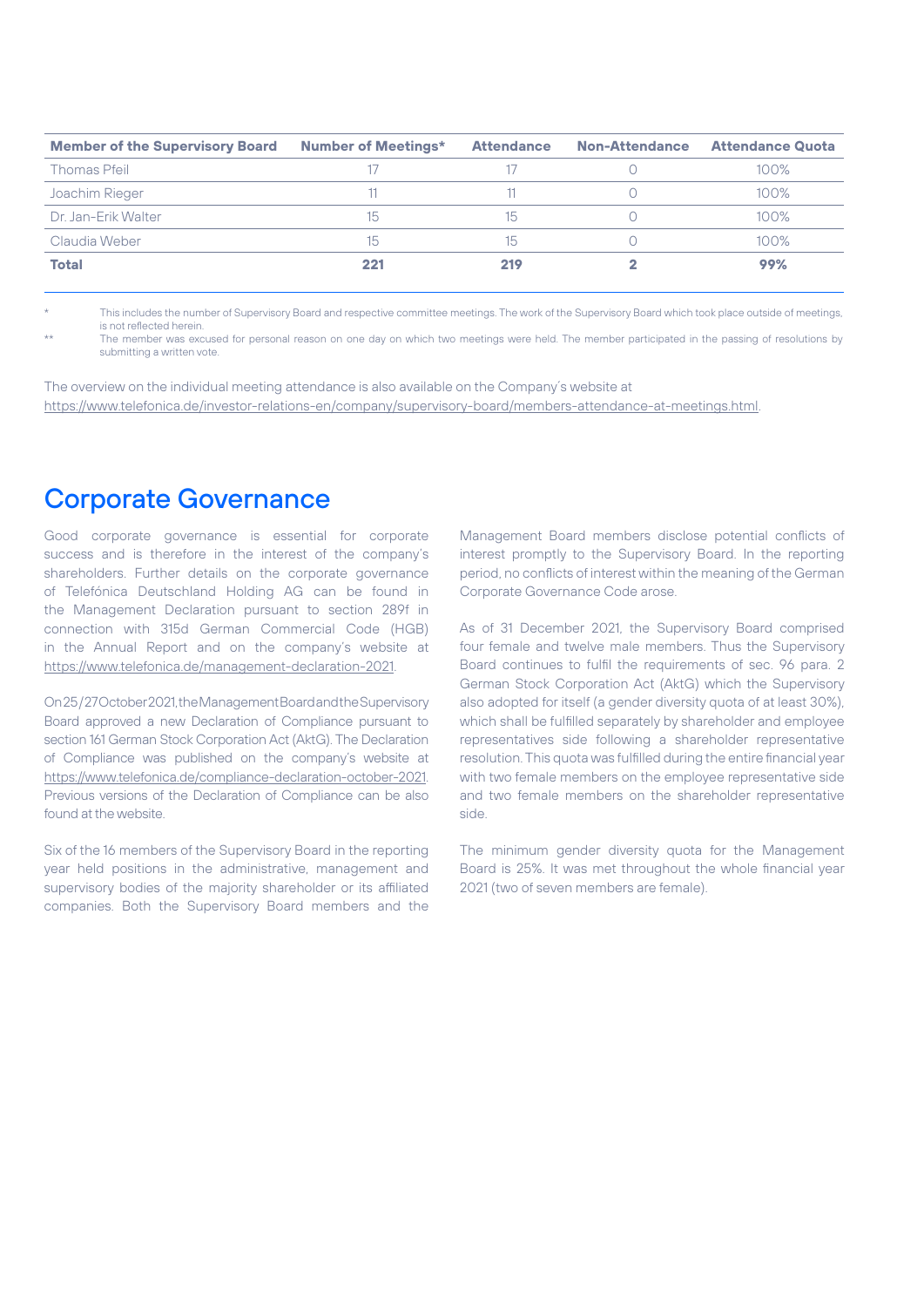| Member of the Supervisory Board | Number of Meetings* | Attendance | Non-Attendance | Attendance Quota |
|---|---|---|---|---|
| Thomas Pfeil | 17 | 17 | 0 | 100% |
| Joachim Rieger | 11 | 11 | 0 | 100% |
| Dr. Jan-Erik Walter | 15 | 15 | 0 | 100% |
| Claudia Weber | 15 | 15 | 0 | 100% |
| **Total** | **221** | **219** | **2** | **99%** |

\* This includes the number of Supervisory Board and respective committee meetings. The work of the Supervisory Board which took place outside of meetings, is not reflected herein.

\*\* The member was excused for personal reason on one day on which two meetings were held. The member participated in the passing of resolutions by submitting a written vote.

The overview on the individual meeting attendance is also available on the Company's website at https://www.telefonica.de/investor-relations-en/company/supervisory-board/members-attendance-at-meetings.html.

# Corporate Governance

Good corporate governance is essential for corporate success and is therefore in the interest of the company's shareholders. Further details on the corporate governance of Telefónica Deutschland Holding AG can be found in the Management Declaration pursuant to section 289f in connection with 315d German Commercial Code (HGB) in the Annual Report and on the company's website at https://www.telefonica.de/management-declaration-2021.

On 25/27 October 2021, the Management Board and the Supervisory Board approved a new Declaration of Compliance pursuant to section 161 German Stock Corporation Act (AktG). The Declaration of Compliance was published on the company's website at https://www.telefonica.de/compliance-declaration-october-2021. Previous versions of the Declaration of Compliance can be also found at the website.

Six of the 16 members of the Supervisory Board in the reporting year held positions in the administrative, management and supervisory bodies of the majority shareholder or its affiliated companies. Both the Supervisory Board members and the Management Board members disclose potential conflicts of interest promptly to the Supervisory Board. In the reporting period, no conflicts of interest within the meaning of the German Corporate Governance Code arose.

As of 31 December 2021, the Supervisory Board comprised four female and twelve male members. Thus the Supervisory Board continues to fulfil the requirements of sec. 96 para. 2 German Stock Corporation Act (AktG) which the Supervisory also adopted for itself (a gender diversity quota of at least 30%), which shall be fulfilled separately by shareholder and employee representatives side following a shareholder representative resolution. This quota was fulfilled during the entire financial year with two female members on the employee representative side and two female members on the shareholder representative side.

The minimum gender diversity quota for the Management Board is 25%. It was met throughout the whole financial year 2021 (two of seven members are female).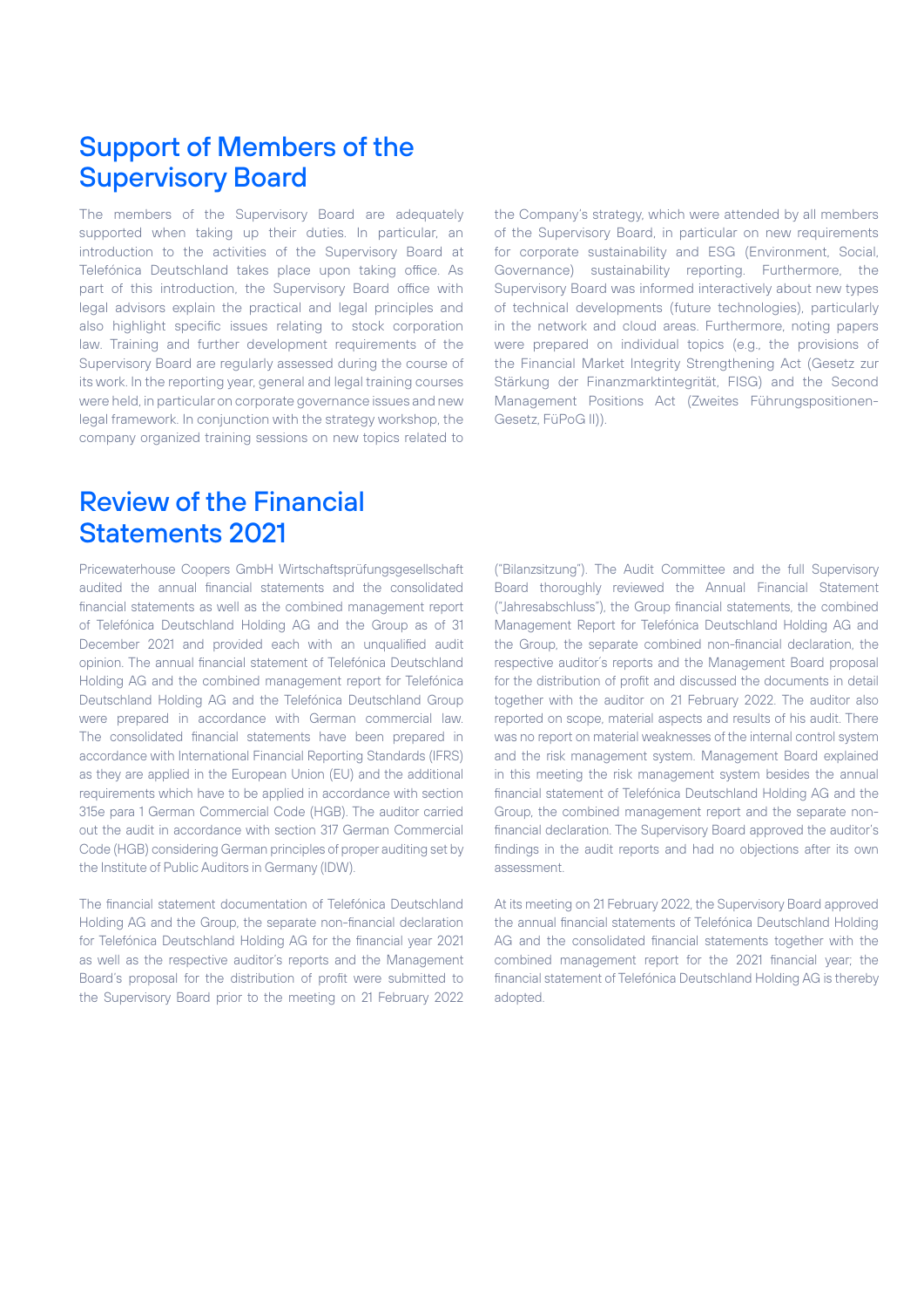## Support of Members of the Supervisory Board

The members of the Supervisory Board are adequately supported when taking up their duties. In particular, an introduction to the activities of the Supervisory Board at Telefónica Deutschland takes place upon taking office. As part of this introduction, the Supervisory Board office with legal advisors explain the practical and legal principles and also highlight specific issues relating to stock corporation law. Training and further development requirements of the Supervisory Board are regularly assessed during the course of its work. In the reporting year, general and legal training courses were held, in particular on corporate governance issues and new legal framework. In conjunction with the strategy workshop, the company organized training sessions on new topics related to the Company's strategy, which were attended by all members of the Supervisory Board, in particular on new requirements for corporate sustainability and ESG (Environment, Social, Governance) sustainability reporting. Furthermore, the Supervisory Board was informed interactively about new types of technical developments (future technologies), particularly in the network and cloud areas. Furthermore, noting papers were prepared on individual topics (e.g., the provisions of the Financial Market Integrity Strengthening Act (Gesetz zur Stärkung der Finanzmarktintegrität, FISG) and the Second Management Positions Act (Zweites Führungspositionen-Gesetz, FüPoG II)).

## Review of the Financial Statements 2021

Pricewaterhouse Coopers GmbH Wirtschaftsprüfungsgesellschaft audited the annual financial statements and the consolidated financial statements as well as the combined management report of Telefónica Deutschland Holding AG and the Group as of 31 December 2021 and provided each with an unqualified audit opinion. The annual financial statement of Telefónica Deutschland Holding AG and the combined management report for Telefónica Deutschland Holding AG and the Telefónica Deutschland Group were prepared in accordance with German commercial law. The consolidated financial statements have been prepared in accordance with International Financial Reporting Standards (IFRS) as they are applied in the European Union (EU) and the additional requirements which have to be applied in accordance with section 315e para 1 German Commercial Code (HGB). The auditor carried out the audit in accordance with section 317 German Commercial Code (HGB) considering German principles of proper auditing set by the Institute of Public Auditors in Germany (IDW).

The financial statement documentation of Telefónica Deutschland Holding AG and the Group, the separate non-financial declaration for Telefónica Deutschland Holding AG for the financial year 2021 as well as the respective auditor's reports and the Management Board's proposal for the distribution of profit were submitted to the Supervisory Board prior to the meeting on 21 February 2022 ("Bilanzsitzung"). The Audit Committee and the full Supervisory Board thoroughly reviewed the Annual Financial Statement ("Jahresabschluss"), the Group financial statements, the combined Management Report for Telefónica Deutschland Holding AG and the Group, the separate combined non-financial declaration, the respective auditor´s reports and the Management Board proposal for the distribution of profit and discussed the documents in detail together with the auditor on 21 February 2022. The auditor also reported on scope, material aspects and results of his audit. There was no report on material weaknesses of the internal control system and the risk management system. Management Board explained in this meeting the risk management system besides the annual financial statement of Telefónica Deutschland Holding AG and the Group, the combined management report and the separate non-financial declaration. The Supervisory Board approved the auditor's findings in the audit reports and had no objections after its own assessment.

At its meeting on 21 February 2022, the Supervisory Board approved the annual financial statements of Telefónica Deutschland Holding AG and the consolidated financial statements together with the combined management report for the 2021 financial year; the financial statement of Telefónica Deutschland Holding AG is thereby adopted.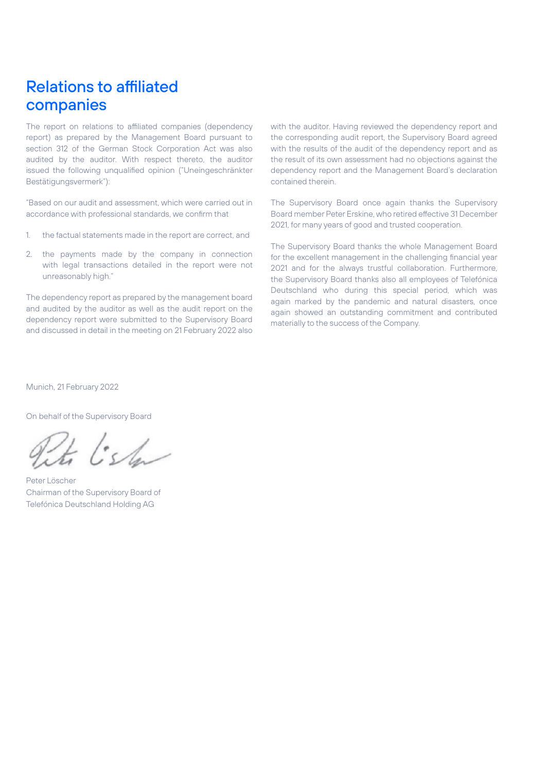# Relations to affiliated companies

The report on relations to affiliated companies (dependency report) as prepared by the Management Board pursuant to section 312 of the German Stock Corporation Act was also audited by the auditor. With respect thereto, the auditor issued the following unqualified opinion ("Uneingeschränkter Bestätigungsvermerk"):

"Based on our audit and assessment, which were carried out in accordance with professional standards, we confirm that

1. the factual statements made in the report are correct, and
2. the payments made by the company in connection with legal transactions detailed in the report were not unreasonably high."

The dependency report as prepared by the management board and audited by the auditor as well as the audit report on the dependency report were submitted to the Supervisory Board and discussed in detail in the meeting on 21 February 2022 also with the auditor. Having reviewed the dependency report and the corresponding audit report, the Supervisory Board agreed with the results of the audit of the dependency report and as the result of its own assessment had no objections against the dependency report and the Management Board's declaration contained therein.

The Supervisory Board once again thanks the Supervisory Board member Peter Erskine, who retired effective 31 December 2021, for many years of good and trusted cooperation.

The Supervisory Board thanks the whole Management Board for the excellent management in the challenging financial year 2021 and for the always trustful collaboration. Furthermore, the Supervisory Board thanks also all employees of Telefónica Deutschland who during this special period, which was again marked by the pandemic and natural disasters, once again showed an outstanding commitment and contributed materially to the success of the Company.

Munich, 21 February 2022

On behalf of the Supervisory Board

Peter Löscher
Chairman of the Supervisory Board of
Telefónica Deutschland Holding AG